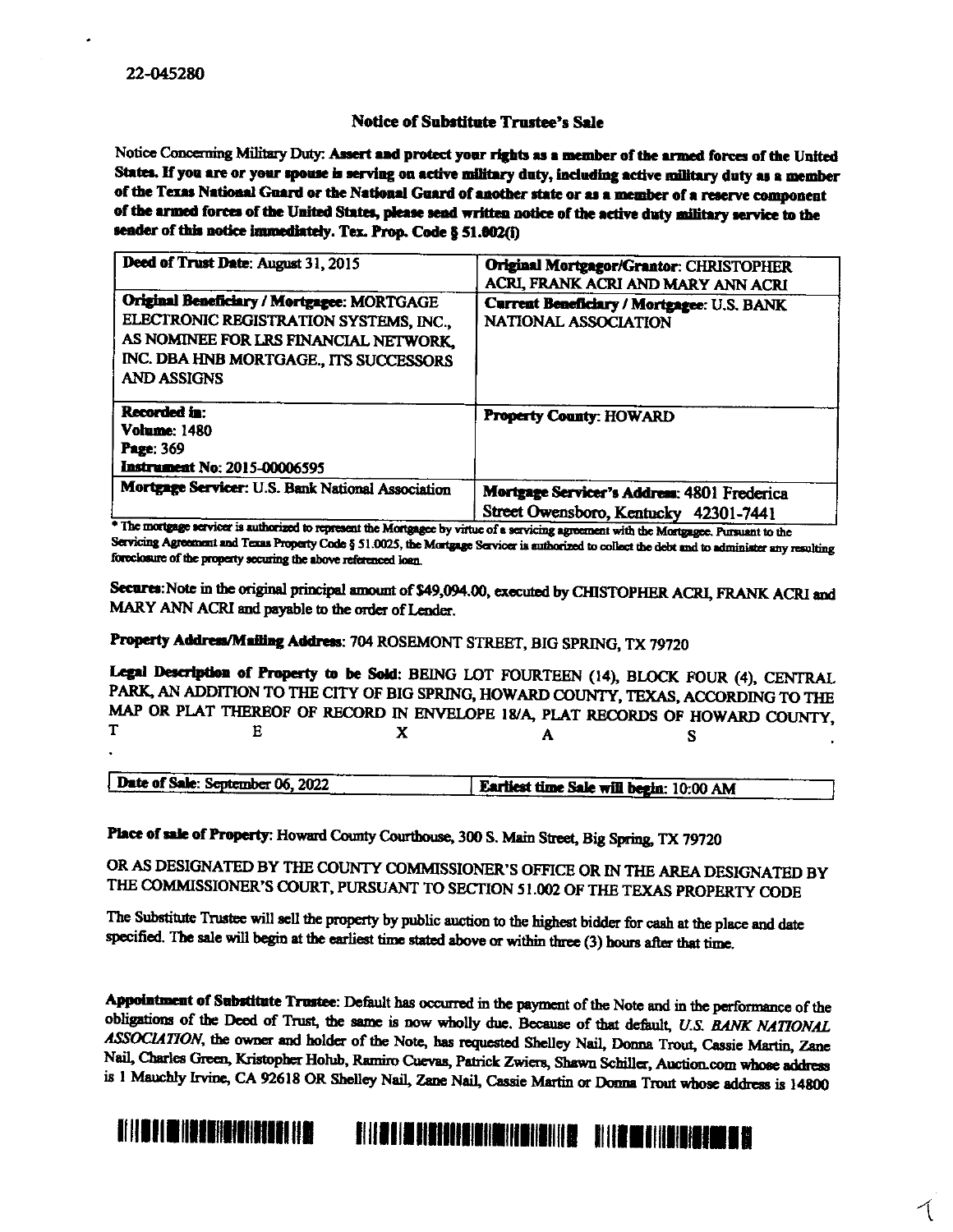22-045280

## Notice of Substitute Trustee's Sale

Notice Concerning Military Duty: **Assert and protect your rights as a member of the armed forces of the United States. If you are or your spouse is serving on active military duty, including active military duty as a member of the Texas National Guard or the National Guard of another state or as a member of a reserve component of the armed forces of the United States, please send written notice of the active duty military service to the sender of this notice immediately. Tex. Prop. Code § 51.002(i)**

| | |
|---|---|
| **Deed of Trust Date**: August 31, 2015 | **Original Mortgagor/Grantor**: CHRISTOPHER ACRI, FRANK ACRI AND MARY ANN ACRI |
| **Original Beneficiary / Mortgagee**: MORTGAGE ELECTRONIC REGISTRATION SYSTEMS, INC., AS NOMINEE FOR LRS FINANCIAL NETWORK, INC. DBA HNB MORTGAGE., ITS SUCCESSORS AND ASSIGNS | **Current Beneficiary / Mortgagee**: U.S. BANK NATIONAL ASSOCIATION |
| **Recorded in:** **Volume**: 1480 **Page**: 369 **Instrument No**: 2015-00006595 | **Property County**: HOWARD |
| **Mortgage Servicer**: U.S. Bank National Association | **Mortgage Servicer's Address**: 4801 Frederica Street Owensboro, Kentucky 42301-7441 |

* The mortgage servicer is authorized to represent the Mortgagee by virtue of a servicing agreement with the Mortgagee. Pursuant to the Servicing Agreement and Texas Property Code § 51.0025, the Mortgage Servicer is authorized to collect the debt and to administer any resulting foreclosure of the property securing the above referenced loan.

**Secures**: Note in the original principal amount of $49,094.00, executed by CHISTOPHER ACRI, FRANK ACRI and MARY ANN ACRI and payable to the order of Lender.

**Property Address/Mailing Address**: 704 ROSEMONT STREET, BIG SPRING, TX 79720

**Legal Description of Property to be Sold**: BEING LOT FOURTEEN (14), BLOCK FOUR (4), CENTRAL PARK, AN ADDITION TO THE CITY OF BIG SPRING, HOWARD COUNTY, TEXAS, ACCORDING TO THE MAP OR PLAT THEREOF OF RECORD IN ENVELOPE 18/A, PLAT RECORDS OF HOWARD COUNTY, T E X A S .

| | |
|---|---|
| **Date of Sale**: September 06, 2022 | **Earliest time Sale will begin**: 10:00 AM |

**Place of sale of Property**: Howard County Courthouse, 300 S. Main Street, Big Spring, TX 79720

OR AS DESIGNATED BY THE COUNTY COMMISSIONER'S OFFICE OR IN THE AREA DESIGNATED BY THE COMMISSIONER'S COURT, PURSUANT TO SECTION 51.002 OF THE TEXAS PROPERTY CODE

The Substitute Trustee will sell the property by public auction to the highest bidder for cash at the place and date specified. The sale will begin at the earliest time stated above or within three (3) hours after that time.

**Appointment of Substitute Trustee**: Default has occurred in the payment of the Note and in the performance of the obligations of the Deed of Trust, the same is now wholly due. Because of that default, *U.S. BANK NATIONAL ASSOCIATION*, the owner and holder of the Note, has requested Shelley Nail, Donna Trout, Cassie Martin, Zane Nail, Charles Green, Kristopher Holub, Ramiro Cuevas, Patrick Zwiers, Shawn Schiller, Auction.com whose address is 1 Mauchly Irvine, CA 92618 OR Shelley Nail, Zane Nail, Cassie Martin or Donna Trout whose address is 14800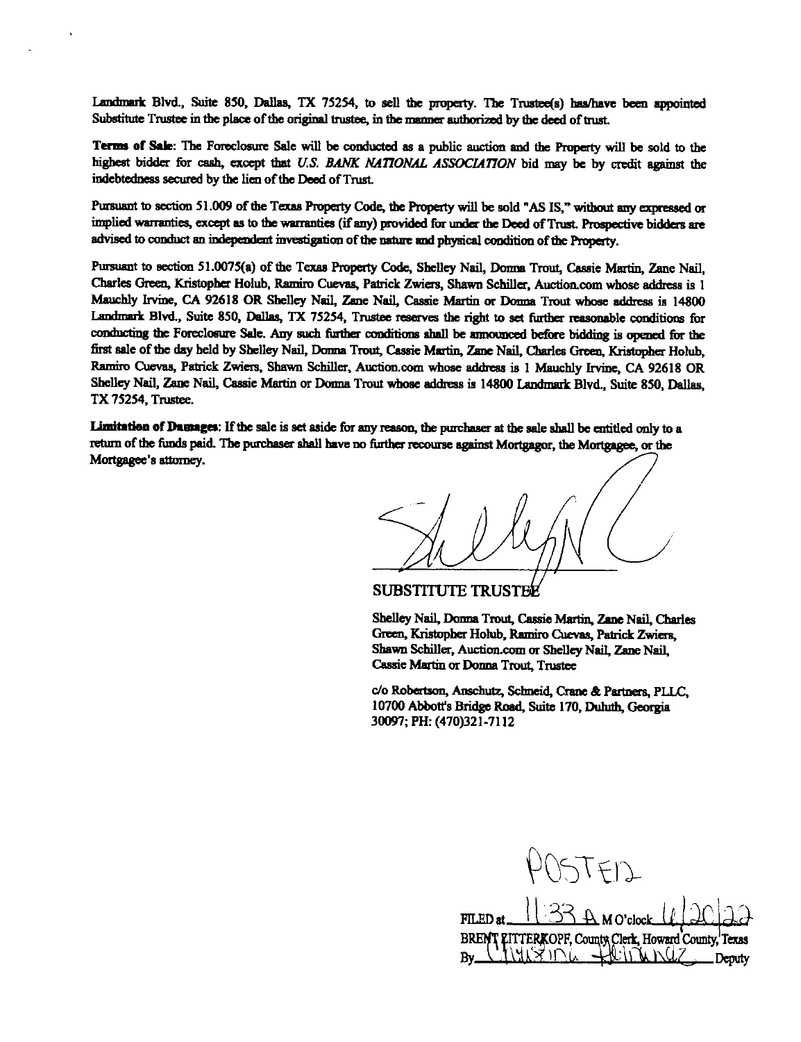Landmark Blvd., Suite 850, Dallas, TX 75254, to sell the property. The Trustee(s) has/have been appointed Substitute Trustee in the place of the original trustee, in the manner authorized by the deed of trust.

**Terms of Sale**: The Foreclosure Sale will be conducted as a public auction and the Property will be sold to the highest bidder for cash, except that *U.S. BANK NATIONAL ASSOCIATION* bid may be by credit against the indebtedness secured by the lien of the Deed of Trust.

Pursuant to section 51.009 of the Texas Property Code, the Property will be sold "AS IS," without any expressed or implied warranties, except as to the warranties (if any) provided for under the Deed of Trust. Prospective bidders are advised to conduct an independent investigation of the nature and physical condition of the Property.

Pursuant to section 51.0075(a) of the Texas Property Code, Shelley Nail, Donna Trout, Cassie Martin, Zane Nail, Charles Green, Kristopher Holub, Ramiro Cuevas, Patrick Zwiers, Shawn Schiller, Auction.com whose address is 1 Mauchly Irvine, CA 92618 OR Shelley Nail, Zane Nail, Cassie Martin or Donna Trout whose address is 14800 Landmark Blvd., Suite 850, Dallas, TX 75254, Trustee reserves the right to set further reasonable conditions for conducting the Foreclosure Sale. Any such further conditions shall be announced before bidding is opened for the first sale of the day held by Shelley Nail, Donna Trout, Cassie Martin, Zane Nail, Charles Green, Kristopher Holub, Ramiro Cuevas, Patrick Zwiers, Shawn Schiller, Auction.com whose address is 1 Mauchly Irvine, CA 92618 OR Shelley Nail, Zane Nail, Cassie Martin or Donna Trout whose address is 14800 Landmark Blvd., Suite 850, Dallas, TX 75254, Trustee.

**Limitation of Damages**: If the sale is set aside for any reason, the purchaser at the sale shall be entitled only to a return of the funds paid. The purchaser shall have no further recourse against Mortgagor, the Mortgagee, or the Mortgagee's attorney.

SUBSTITUTE TRUSTEE

Shelley Nail, Donna Trout, Cassie Martin, Zane Nail, Charles Green, Kristopher Holub, Ramiro Cuevas, Patrick Zwiers, Shawn Schiller, Auction.com or Shelley Nail, Zane Nail, Cassie Martin or Donna Trout, Trustee

c/o Robertson, Anschutz, Schneid, Crane & Partners, PLLC,
10700 Abbott's Bridge Road, Suite 170, Duluth, Georgia 30097; PH: (470)321-7112

POSTED

FILED at 11:33 A M O'clock 6/20/22

BRENT ZITTERKOPF, County Clerk, Howard County, Texas

By Christina Hernandez Deputy